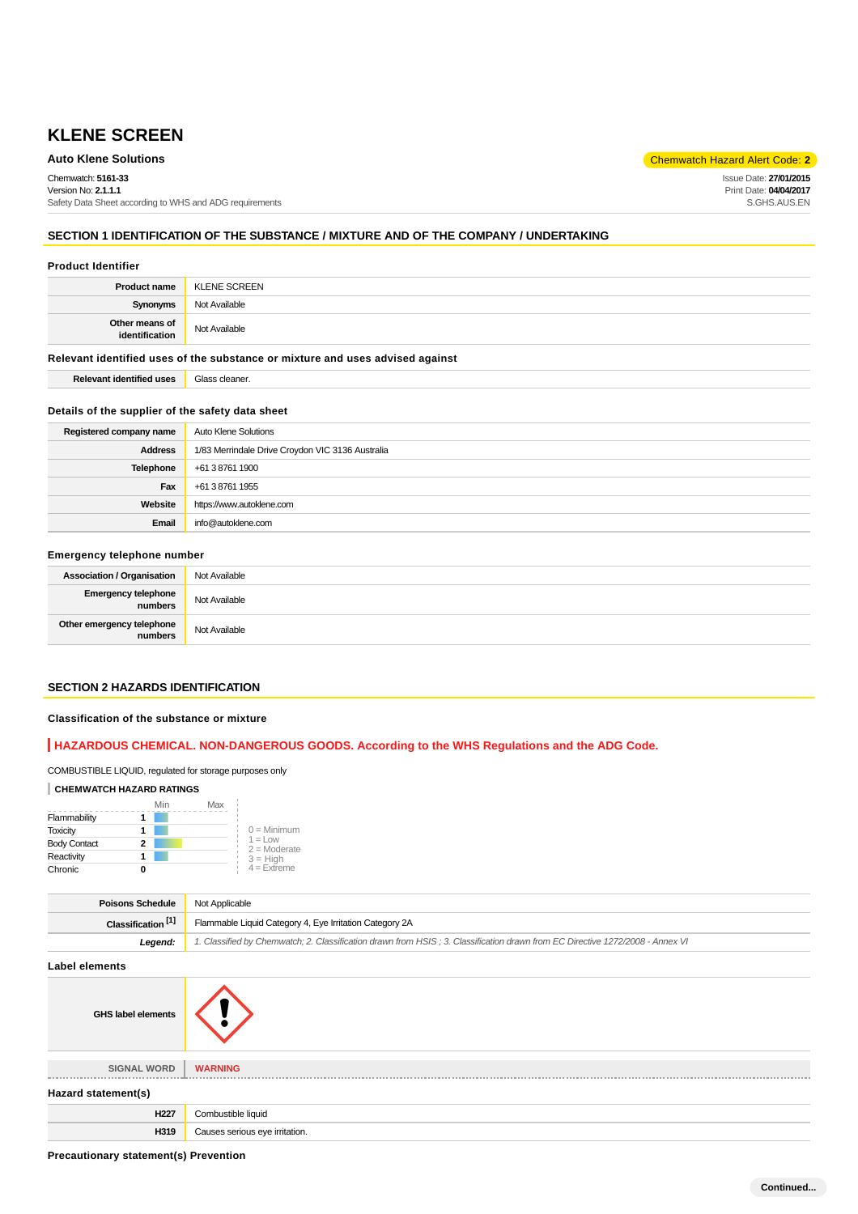# KLENE SCREEN

**Auto Klene Solutions**

Chemwatch Hazard Alert Code: **2**

Chemwatch: **5161-33**
Version No: **2.1.1.1**
Safety Data Sheet according to WHS and ADG requirements

Issue Date: **27/01/2015**
Print Date: **04/04/2017**
S.GHS.AUS.EN

## SECTION 1 IDENTIFICATION OF THE SUBSTANCE / MIXTURE AND OF THE COMPANY / UNDERTAKING

### Product Identifier

| | |
|---|---|
| **Product name** | KLENE SCREEN |
| **Synonyms** | Not Available |
| **Other means of identification** | Not Available |

### Relevant identified uses of the substance or mixture and uses advised against

| | |
|---|---|
| **Relevant identified uses** | Glass cleaner. |

### Details of the supplier of the safety data sheet

| | |
|---|---|
| **Registered company name** | Auto Klene Solutions |
| **Address** | 1/83 Merrindale Drive Croydon VIC 3136 Australia |
| **Telephone** | +61 3 8761 1900 |
| **Fax** | +61 3 8761 1955 |
| **Website** | https://www.autoklene.com |
| **Email** | info@autoklene.com |

### Emergency telephone number

| | |
|---|---|
| **Association / Organisation** | Not Available |
| **Emergency telephone numbers** | Not Available |
| **Other emergency telephone numbers** | Not Available |

## SECTION 2 HAZARDS IDENTIFICATION

### Classification of the substance or mixture

**HAZARDOUS CHEMICAL. NON-DANGEROUS GOODS. According to the WHS Regulations and the ADG Code.**

COMBUSTIBLE LIQUID, regulated for storage purposes only

**CHEMWATCH HAZARD RATINGS**

| | Rating (Min – Max) |
|---|---|
| Flammability | 1 |
| Toxicity | 1 |
| Body Contact | 2 |
| Reactivity | 1 |
| Chronic | 0 |

0 = Minimum
1 = Low
2 = Moderate
3 = High
4 = Extreme

| | |
|---|---|
| **Poisons Schedule** | Not Applicable |
| **Classification [1]** | Flammable Liquid Category 4, Eye Irritation Category 2A |
| ***Legend:*** | *1. Classified by Chemwatch; 2. Classification drawn from HSIS ; 3. Classification drawn from EC Directive 1272/2008 - Annex VI* |

### Label elements

| | |
|---|---|
| **GHS label elements** | |
| SIGNAL WORD | **WARNING** |

### Hazard statement(s)

| | |
|---|---|
| **H227** | Combustible liquid |
| **H319** | Causes serious eye irritation. |

### Precautionary statement(s) Prevention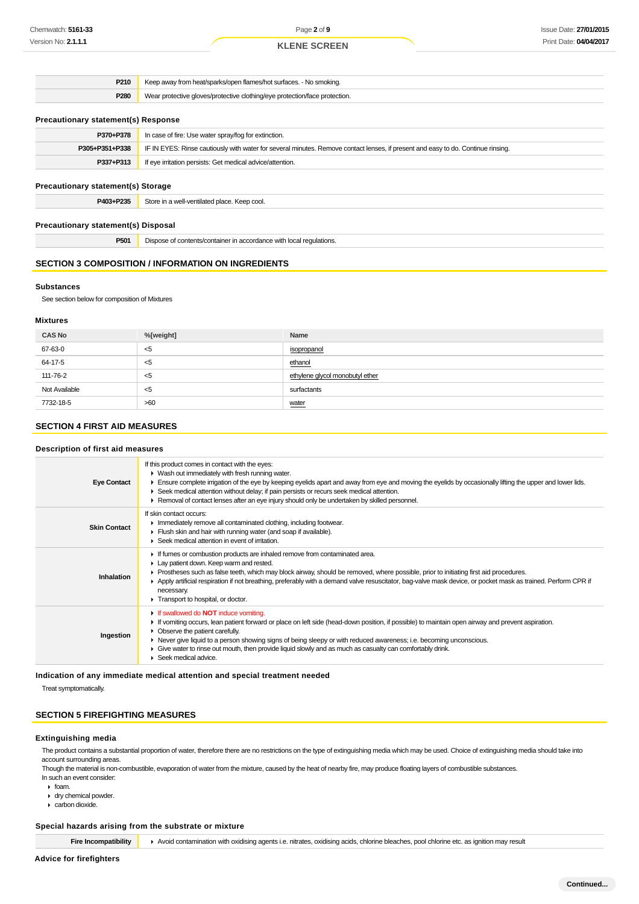| | |
|---|---|
| **P210** | Keep away from heat/sparks/open flames/hot surfaces. - No smoking. |
| **P280** | Wear protective gloves/protective clothing/eye protection/face protection. |

### Precautionary statement(s) Response

| | |
|---|---|
| **P370+P378** | In case of fire: Use water spray/fog for extinction. |
| **P305+P351+P338** | IF IN EYES: Rinse cautiously with water for several minutes. Remove contact lenses, if present and easy to do. Continue rinsing. |
| **P337+P313** | If eye irritation persists: Get medical advice/attention. |

### Precautionary statement(s) Storage

| | |
|---|---|
| **P403+P235** | Store in a well-ventilated place. Keep cool. |

### Precautionary statement(s) Disposal

| | |
|---|---|
| **P501** | Dispose of contents/container in accordance with local regulations. |

## SECTION 3 COMPOSITION / INFORMATION ON INGREDIENTS

### Substances

See section below for composition of Mixtures

### Mixtures

| CAS No | %[weight] | Name |
|---|---|---|
| 67-63-0 | <5 | isopropanol |
| 64-17-5 | <5 | ethanol |
| 111-76-2 | <5 | ethylene glycol monobutyl ether |
| Not Available | <5 | surfactants |
| 7732-18-5 | >60 | water |

## SECTION 4 FIRST AID MEASURES

### Description of first aid measures

| | |
|---|---|
| **Eye Contact** | If this product comes in contact with the eyes:<br>▸ Wash out immediately with fresh running water.<br>▸ Ensure complete irrigation of the eye by keeping eyelids apart and away from eye and moving the eyelids by occasionally lifting the upper and lower lids.<br>▸ Seek medical attention without delay; if pain persists or recurs seek medical attention.<br>▸ Removal of contact lenses after an eye injury should only be undertaken by skilled personnel. |
| **Skin Contact** | If skin contact occurs:<br>▸ Immediately remove all contaminated clothing, including footwear.<br>▸ Flush skin and hair with running water (and soap if available).<br>▸ Seek medical attention in event of irritation. |
| **Inhalation** | ▸ If fumes or combustion products are inhaled remove from contaminated area.<br>▸ Lay patient down. Keep warm and rested.<br>▸ Prostheses such as false teeth, which may block airway, should be removed, where possible, prior to initiating first aid procedures.<br>▸ Apply artificial respiration if not breathing, preferably with a demand valve resuscitator, bag-valve mask device, or pocket mask as trained. Perform CPR if necessary.<br>▸ Transport to hospital, or doctor. |
| **Ingestion** | ▸ If swallowed do **NOT** induce vomiting.<br>▸ If vomiting occurs, lean patient forward or place on left side (head-down position, if possible) to maintain open airway and prevent aspiration.<br>▸ Observe the patient carefully.<br>▸ Never give liquid to a person showing signs of being sleepy or with reduced awareness; i.e. becoming unconscious.<br>▸ Give water to rinse out mouth, then provide liquid slowly and as much as casualty can comfortably drink.<br>▸ Seek medical advice. |

### Indication of any immediate medical attention and special treatment needed

Treat symptomatically.

## SECTION 5 FIREFIGHTING MEASURES

### Extinguishing media

The product contains a substantial proportion of water, therefore there are no restrictions on the type of extinguishing media which may be used. Choice of extinguishing media should take into account surrounding areas.
Though the material is non-combustible, evaporation of water from the mixture, caused by the heat of nearby fire, may produce floating layers of combustible substances.
In such an event consider:

- foam.
- dry chemical powder.
- carbon dioxide.

### Special hazards arising from the substrate or mixture

| | |
|---|---|
| **Fire Incompatibility** | ▸ Avoid contamination with oxidising agents i.e. nitrates, oxidising acids, chlorine bleaches, pool chlorine etc. as ignition may result |

### Advice for firefighters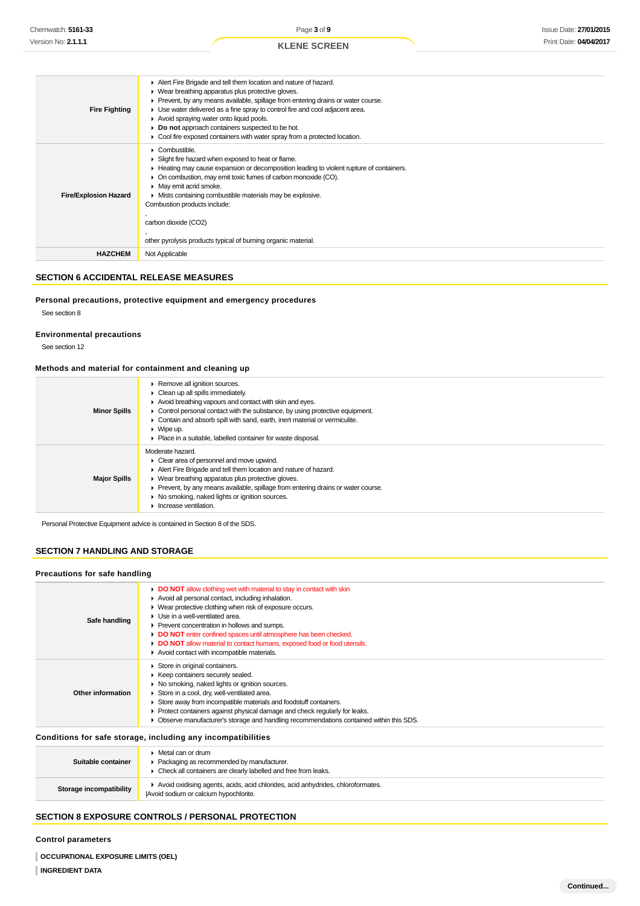| | |
|---|---|
| **Fire Fighting** | ▶ Alert Fire Brigade and tell them location and nature of hazard.<br>▶ Wear breathing apparatus plus protective gloves.<br>▶ Prevent, by any means available, spillage from entering drains or water course.<br>▶ Use water delivered as a fine spray to control fire and cool adjacent area.<br>▶ Avoid spraying water onto liquid pools.<br>▶ **Do not** approach containers suspected to be hot.<br>▶ Cool fire exposed containers with water spray from a protected location. |
| **Fire/Explosion Hazard** | ▶ Combustible.<br>▶ Slight fire hazard when exposed to heat or flame.<br>▶ Heating may cause expansion or decomposition leading to violent rupture of containers.<br>▶ On combustion, may emit toxic fumes of carbon monoxide (CO).<br>▶ May emit acrid smoke.<br>▶ Mists containing combustible materials may be explosive.<br>Combustion products include:<br>,<br>carbon dioxide (CO2)<br>,<br>other pyrolysis products typical of burning organic material. |
| **HAZCHEM** | Not Applicable |

## SECTION 6 ACCIDENTAL RELEASE MEASURES

### Personal precautions, protective equipment and emergency procedures

See section 8

### Environmental precautions

See section 12

### Methods and material for containment and cleaning up

| | |
|---|---|
| **Minor Spills** | ▶ Remove all ignition sources.<br>▶ Clean up all spills immediately.<br>▶ Avoid breathing vapours and contact with skin and eyes.<br>▶ Control personal contact with the substance, by using protective equipment.<br>▶ Contain and absorb spill with sand, earth, inert material or vermiculite.<br>▶ Wipe up.<br>▶ Place in a suitable, labelled container for waste disposal. |
| **Major Spills** | Moderate hazard.<br>▶ Clear area of personnel and move upwind.<br>▶ Alert Fire Brigade and tell them location and nature of hazard.<br>▶ Wear breathing apparatus plus protective gloves.<br>▶ Prevent, by any means available, spillage from entering drains or water course.<br>▶ No smoking, naked lights or ignition sources.<br>▶ Increase ventilation. |

Personal Protective Equipment advice is contained in Section 8 of the SDS.

## SECTION 7 HANDLING AND STORAGE

### Precautions for safe handling

| | |
|---|---|
| **Safe handling** | ▶ **DO NOT** allow clothing wet with material to stay in contact with skin<br>▶ Avoid all personal contact, including inhalation.<br>▶ Wear protective clothing when risk of exposure occurs.<br>▶ Use in a well-ventilated area.<br>▶ Prevent concentration in hollows and sumps.<br>▶ **DO NOT** enter confined spaces until atmosphere has been checked.<br>▶ **DO NOT** allow material to contact humans, exposed food or food utensils.<br>▶ Avoid contact with incompatible materials. |
| **Other information** | ▶ Store in original containers.<br>▶ Keep containers securely sealed.<br>▶ No smoking, naked lights or ignition sources.<br>▶ Store in a cool, dry, well-ventilated area.<br>▶ Store away from incompatible materials and foodstuff containers.<br>▶ Protect containers against physical damage and check regularly for leaks.<br>▶ Observe manufacturer's storage and handling recommendations contained within this SDS. |

### Conditions for safe storage, including any incompatibilities

| | |
|---|---|
| **Suitable container** | ▶ Metal can or drum<br>▶ Packaging as recommended by manufacturer.<br>▶ Check all containers are clearly labelled and free from leaks. |
| **Storage incompatibility** | ▶ Avoid oxidising agents, acids, acid chlorides, acid anhydrides, chloroformates.<br>\|Avoid sodium or calcium hypochlorite. |

## SECTION 8 EXPOSURE CONTROLS / PERSONAL PROTECTION

### Control parameters

**OCCUPATIONAL EXPOSURE LIMITS (OEL)**

**INGREDIENT DATA**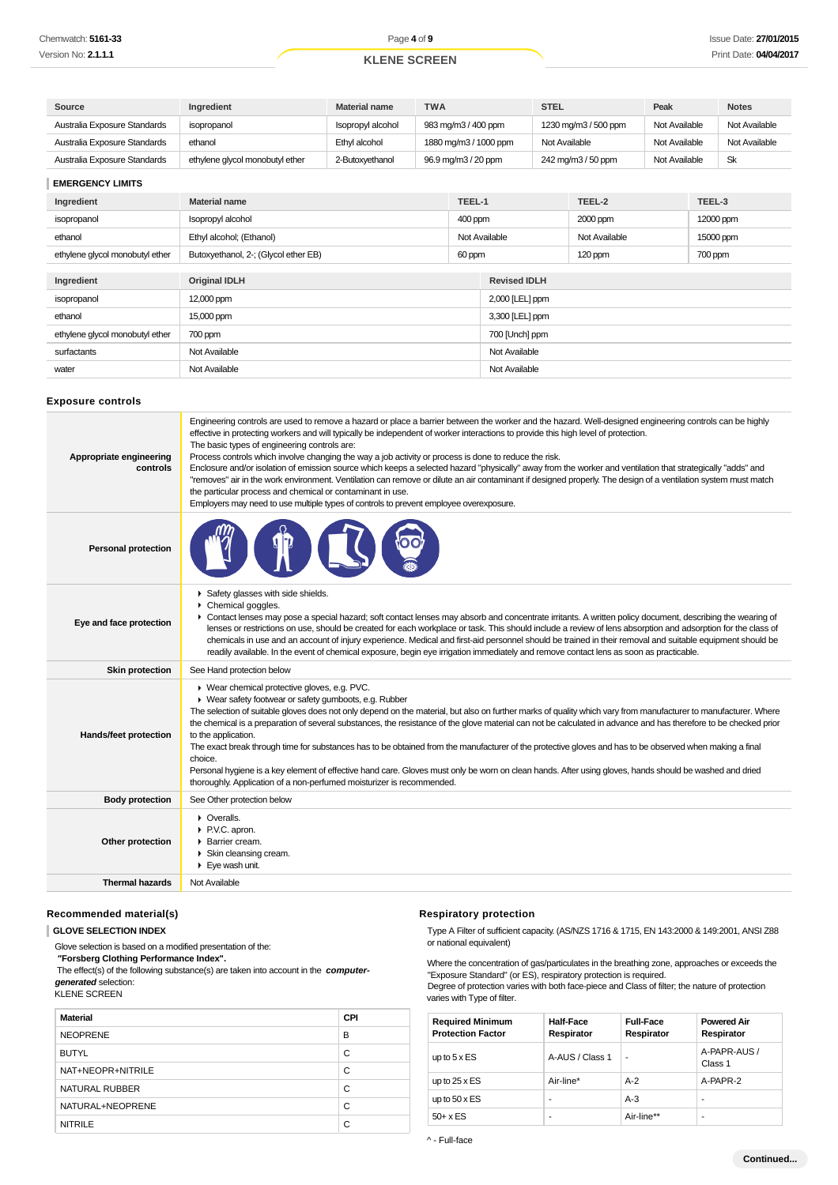| Source | Ingredient | Material name | TWA | STEL | Peak | Notes |
|---|---|---|---|---|---|---|
| Australia Exposure Standards | isopropanol | Isopropyl alcohol | 983 mg/m3 / 400 ppm | 1230 mg/m3 / 500 ppm | Not Available | Not Available |
| Australia Exposure Standards | ethanol | Ethyl alcohol | 1880 mg/m3 / 1000 ppm | Not Available | Not Available | Not Available |
| Australia Exposure Standards | ethylene glycol monobutyl ether | 2-Butoxyethanol | 96.9 mg/m3 / 20 ppm | 242 mg/m3 / 50 ppm | Not Available | Sk |

### EMERGENCY LIMITS

| Ingredient | Material name | TEEL-1 | TEEL-2 | TEEL-3 |
|---|---|---|---|---|
| isopropanol | Isopropyl alcohol | 400 ppm | 2000 ppm | 12000 ppm |
| ethanol | Ethyl alcohol; (Ethanol) | Not Available | Not Available | 15000 ppm |
| ethylene glycol monobutyl ether | Butoxyethanol, 2-; (Glycol ether EB) | 60 ppm | 120 ppm | 700 ppm |

| Ingredient | Original IDLH | Revised IDLH |
|---|---|---|
| isopropanol | 12,000 ppm | 2,000 [LEL] ppm |
| ethanol | 15,000 ppm | 3,300 [LEL] ppm |
| ethylene glycol monobutyl ether | 700 ppm | 700 [Unch] ppm |
| surfactants | Not Available | Not Available |
| water | Not Available | Not Available |

## Exposure controls

| | |
|---|---|
| Appropriate engineering controls | Engineering controls are used to remove a hazard or place a barrier between the worker and the hazard. Well-designed engineering controls can be highly effective in protecting workers and will typically be independent of worker interactions to provide this high level of protection. The basic types of engineering controls are: Process controls which involve changing the way a job activity or process is done to reduce the risk. Enclosure and/or isolation of emission source which keeps a selected hazard "physically" away from the worker and ventilation that strategically "adds" and "removes" air in the work environment. Ventilation can remove or dilute an air contaminant if designed properly. The design of a ventilation system must match the particular process and chemical or contaminant in use. Employers may need to use multiple types of controls to prevent employee overexposure. |
| Personal protection | |
| Eye and face protection | ▸ Safety glasses with side shields. ▸ Chemical goggles. ▸ Contact lenses may pose a special hazard; soft contact lenses may absorb and concentrate irritants. A written policy document, describing the wearing of lenses or restrictions on use, should be created for each workplace or task. This should include a review of lens absorption and adsorption for the class of chemicals in use and an account of injury experience. Medical and first-aid personnel should be trained in their removal and suitable equipment should be readily available. In the event of chemical exposure, begin eye irrigation immediately and remove contact lens as soon as practicable. |
| Skin protection | See Hand protection below |
| Hands/feet protection | ▸ Wear chemical protective gloves, e.g. PVC. ▸ Wear safety footwear or safety gumboots, e.g. Rubber The selection of suitable gloves does not only depend on the material, but also on further marks of quality which vary from manufacturer to manufacturer. Where the chemical is a preparation of several substances, the resistance of the glove material can not be calculated in advance and has therefore to be checked prior to the application. The exact break through time for substances has to be obtained from the manufacturer of the protective gloves and has to be observed when making a final choice. Personal hygiene is a key element of effective hand care. Gloves must only be worn on clean hands. After using gloves, hands should be washed and dried thoroughly. Application of a non-perfumed moisturizer is recommended. |
| Body protection | See Other protection below |
| Other protection | ▸ Overalls. ▸ P.V.C. apron. ▸ Barrier cream. ▸ Skin cleansing cream. ▸ Eye wash unit. |
| Thermal hazards | Not Available |

### Recommended material(s)

**GLOVE SELECTION INDEX**

Glove selection is based on a modified presentation of the:
**"Forsberg Clothing Performance Index".**
The effect(s) of the following substance(s) are taken into account in the ***computer-generated*** selection:
KLENE SCREEN

| Material | CPI |
|---|---|
| NEOPRENE | B |
| BUTYL | C |
| NAT+NEOPR+NITRILE | C |
| NATURAL RUBBER | C |
| NATURAL+NEOPRENE | C |
| NITRILE | C |

### Respiratory protection

Type A Filter of sufficient capacity. (AS/NZS 1716 & 1715, EN 143:2000 & 149:2001, ANSI Z88 or national equivalent)

Where the concentration of gas/particulates in the breathing zone, approaches or exceeds the "Exposure Standard" (or ES), respiratory protection is required.
Degree of protection varies with both face-piece and Class of filter; the nature of protection varies with Type of filter.

| Required Minimum Protection Factor | Half-Face Respirator | Full-Face Respirator | Powered Air Respirator |
|---|---|---|---|
| up to 5 x ES | A-AUS / Class 1 | - | A-PAPR-AUS / Class 1 |
| up to 25 x ES | Air-line* | A-2 | A-PAPR-2 |
| up to 50 x ES | - | A-3 | - |
| 50+ x ES | - | Air-line** | - |

^ - Full-face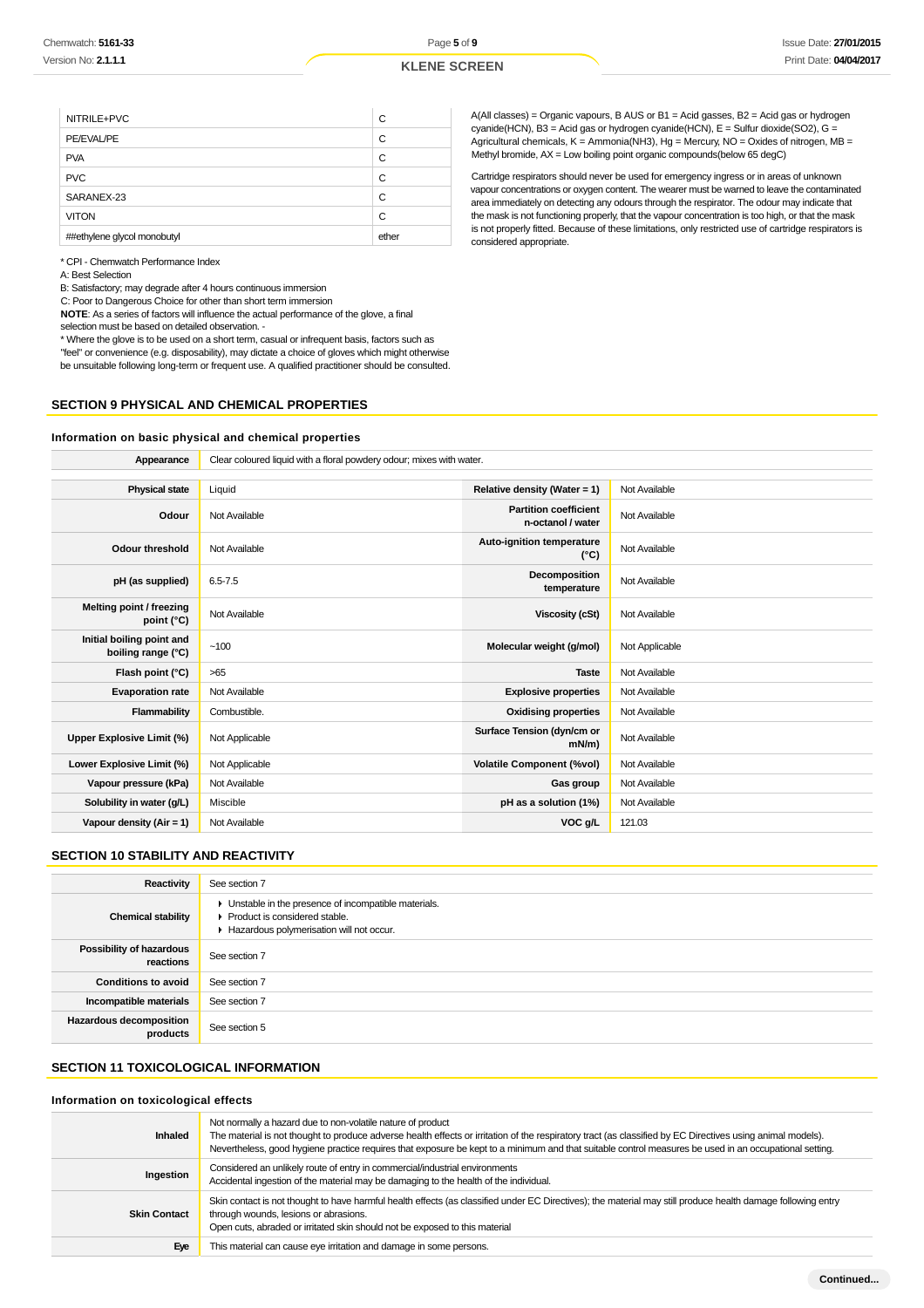| | |
|---|---|
| NITRILE+PVC | C |
| PE/EVAL/PE | C |
| PVA | C |
| PVC | C |
| SARANEX-23 | C |
| VITON | C |
| ##ethylene glycol monobutyl | ether |

* CPI - Chemwatch Performance Index

A: Best Selection

B: Satisfactory; may degrade after 4 hours continuous immersion

C: Poor to Dangerous Choice for other than short term immersion

**NOTE**: As a series of factors will influence the actual performance of the glove, a final selection must be based on detailed observation. -

* Where the glove is to be used on a short term, casual or infrequent basis, factors such as "feel" or convenience (e.g. disposability), may dictate a choice of gloves which might otherwise be unsuitable following long-term or frequent use. A qualified practitioner should be consulted.

A(All classes) = Organic vapours, B AUS or B1 = Acid gasses, B2 = Acid gas or hydrogen cyanide(HCN), B3 = Acid gas or hydrogen cyanide(HCN), E = Sulfur dioxide(SO2), G = Agricultural chemicals, K = Ammonia(NH3), Hg = Mercury, NO = Oxides of nitrogen, MB = Methyl bromide, AX = Low boiling point organic compounds(below 65 degC)

Cartridge respirators should never be used for emergency ingress or in areas of unknown vapour concentrations or oxygen content. The wearer must be warned to leave the contaminated area immediately on detecting any odours through the respirator. The odour may indicate that the mask is not functioning properly, that the vapour concentration is too high, or that the mask is not properly fitted. Because of these limitations, only restricted use of cartridge respirators is considered appropriate.

## SECTION 9 PHYSICAL AND CHEMICAL PROPERTIES

### Information on basic physical and chemical properties

| | | | |
|---|---|---|---|
| **Appearance** | Clear coloured liquid with a floral powdery odour; mixes with water. | | |
| **Physical state** | Liquid | **Relative density (Water = 1)** | Not Available |
| **Odour** | Not Available | **Partition coefficient n-octanol / water** | Not Available |
| **Odour threshold** | Not Available | **Auto-ignition temperature (°C)** | Not Available |
| **pH (as supplied)** | 6.5-7.5 | **Decomposition temperature** | Not Available |
| **Melting point / freezing point (°C)** | Not Available | **Viscosity (cSt)** | Not Available |
| **Initial boiling point and boiling range (°C)** | ~100 | **Molecular weight (g/mol)** | Not Applicable |
| **Flash point (°C)** | >65 | **Taste** | Not Available |
| **Evaporation rate** | Not Available | **Explosive properties** | Not Available |
| **Flammability** | Combustible. | **Oxidising properties** | Not Available |
| **Upper Explosive Limit (%)** | Not Applicable | **Surface Tension (dyn/cm or mN/m)** | Not Available |
| **Lower Explosive Limit (%)** | Not Applicable | **Volatile Component (%vol)** | Not Available |
| **Vapour pressure (kPa)** | Not Available | **Gas group** | Not Available |
| **Solubility in water (g/L)** | Miscible | **pH as a solution (1%)** | Not Available |
| **Vapour density (Air = 1)** | Not Available | **VOC g/L** | 121.03 |

## SECTION 10 STABILITY AND REACTIVITY

| | |
|---|---|
| **Reactivity** | See section 7 |
| **Chemical stability** | ▸ Unstable in the presence of incompatible materials.<br>▸ Product is considered stable.<br>▸ Hazardous polymerisation will not occur. |
| **Possibility of hazardous reactions** | See section 7 |
| **Conditions to avoid** | See section 7 |
| **Incompatible materials** | See section 7 |
| **Hazardous decomposition products** | See section 5 |

## SECTION 11 TOXICOLOGICAL INFORMATION

### Information on toxicological effects

| | |
|---|---|
| **Inhaled** | Not normally a hazard due to non-volatile nature of product<br>The material is not thought to produce adverse health effects or irritation of the respiratory tract (as classified by EC Directives using animal models). Nevertheless, good hygiene practice requires that exposure be kept to a minimum and that suitable control measures be used in an occupational setting. |
| **Ingestion** | Considered an unlikely route of entry in commercial/industrial environments<br>Accidental ingestion of the material may be damaging to the health of the individual. |
| **Skin Contact** | Skin contact is not thought to have harmful health effects (as classified under EC Directives); the material may still produce health damage following entry through wounds, lesions or abrasions.<br>Open cuts, abraded or irritated skin should not be exposed to this material |
| **Eye** | This material can cause eye irritation and damage in some persons. |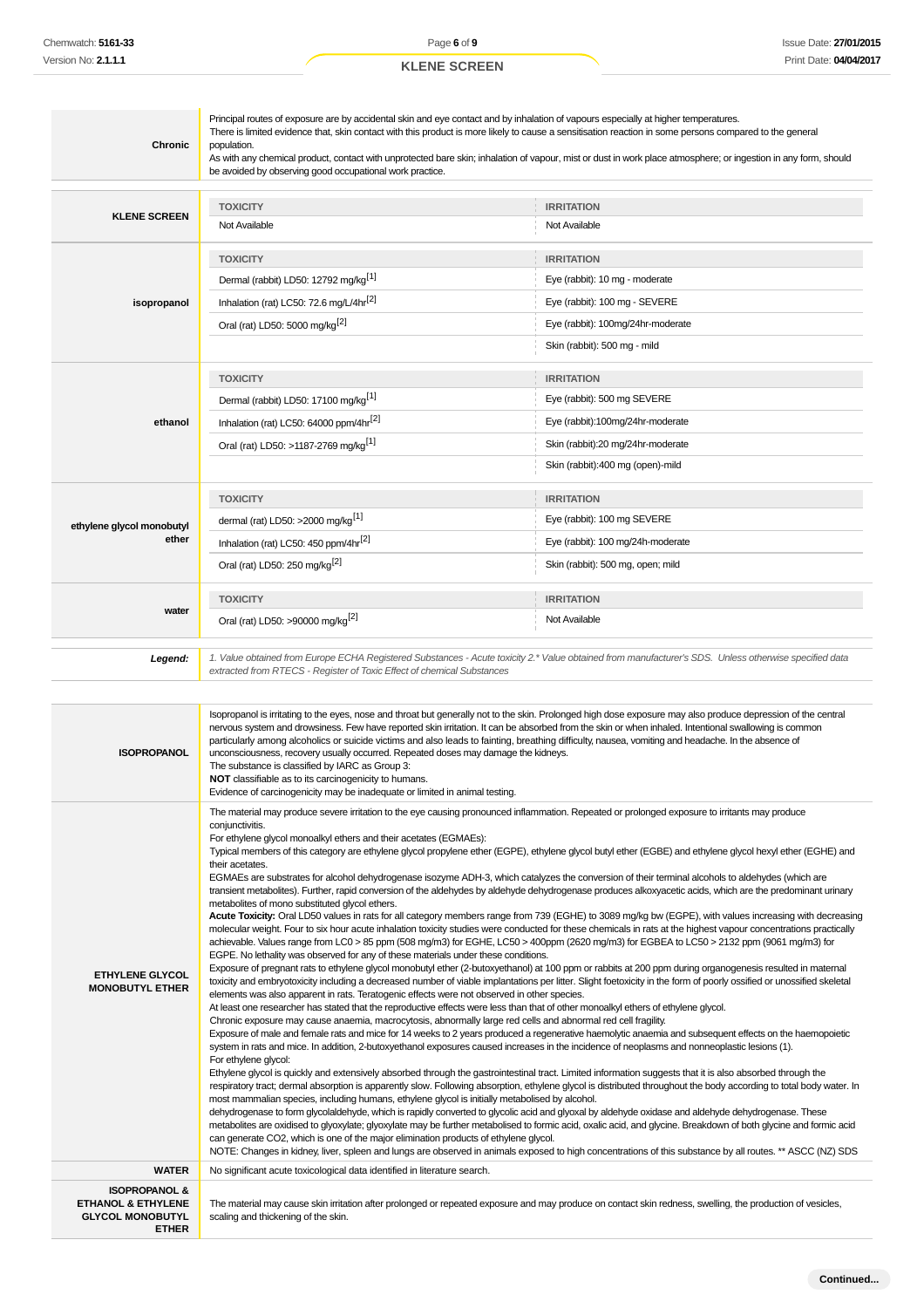| | |
|---|---|
| **Chronic** | Principal routes of exposure are by accidental skin and eye contact and by inhalation of vapours especially at higher temperatures. There is limited evidence that, skin contact with this product is more likely to cause a sensitisation reaction in some persons compared to the general population. As with any chemical product, contact with unprotected bare skin; inhalation of vapour, mist or dust in work place atmosphere; or ingestion in any form, should be avoided by observing good occupational work practice. |

| | TOXICITY | IRRITATION |
|---|---|---|
| **KLENE SCREEN** | Not Available | Not Available |
| **isopropanol** | Dermal (rabbit) LD50: 12792 mg/kg[1] | Eye (rabbit): 10 mg - moderate |
| | Inhalation (rat) LC50: 72.6 mg/L/4hr[2] | Eye (rabbit): 100 mg - SEVERE |
| | Oral (rat) LD50: 5000 mg/kg[2] | Eye (rabbit): 100mg/24hr-moderate |
| | | Skin (rabbit): 500 mg - mild |
| **ethanol** | Dermal (rabbit) LD50: 17100 mg/kg[1] | Eye (rabbit): 500 mg SEVERE |
| | Inhalation (rat) LC50: 64000 ppm/4hr[2] | Eye (rabbit):100mg/24hr-moderate |
| | Oral (rat) LD50: >1187-2769 mg/kg[1] | Skin (rabbit):20 mg/24hr-moderate |
| | | Skin (rabbit):400 mg (open)-mild |
| **ethylene glycol monobutyl ether** | dermal (rat) LD50: >2000 mg/kg[1] | Eye (rabbit): 100 mg SEVERE |
| | Inhalation (rat) LC50: 450 ppm/4hr[2] | Eye (rabbit): 100 mg/24h-moderate |
| | Oral (rat) LD50: 250 mg/kg[2] | Skin (rabbit): 500 mg, open; mild |
| **water** | Oral (rat) LD50: >90000 mg/kg[2] | Not Available |

***Legend:*** *1. Value obtained from Europe ECHA Registered Substances - Acute toxicity 2.\* Value obtained from manufacturer's SDS. Unless otherwise specified data extracted from RTECS - Register of Toxic Effect of chemical Substances*

| | |
|---|---|
| **ISOPROPANOL** | Isopropanol is irritating to the eyes, nose and throat but generally not to the skin. Prolonged high dose exposure may also produce depression of the central nervous system and drowsiness. Few have reported skin irritation. It can be absorbed from the skin or when inhaled. Intentional swallowing is common particularly among alcoholics or suicide victims and also leads to fainting, breathing difficulty, nausea, vomiting and headache. In the absence of unconsciousness, recovery usually occurred. Repeated doses may damage the kidneys.<br>The substance is classified by IARC as Group 3:<br>**NOT** classifiable as to its carcinogenicity to humans.<br>Evidence of carcinogenicity may be inadequate or limited in animal testing. |
| **ETHYLENE GLYCOL MONOBUTYL ETHER** | The material may produce severe irritation to the eye causing pronounced inflammation. Repeated or prolonged exposure to irritants may produce conjunctivitis.<br>For ethylene glycol monoalkyl ethers and their acetates (EGMAEs):<br>Typical members of this category are ethylene glycol propylene ether (EGPE), ethylene glycol butyl ether (EGBE) and ethylene glycol hexyl ether (EGHE) and their acetates.<br>EGMAEs are substrates for alcohol dehydrogenase isozyme ADH-3, which catalyzes the conversion of their terminal alcohols to aldehydes (which are transient metabolites). Further, rapid conversion of the aldehydes by aldehyde dehydrogenase produces alkoxyacetic acids, which are the predominant urinary metabolites of mono substituted glycol ethers.<br>**Acute Toxicity:** Oral LD50 values in rats for all category members range from 739 (EGHE) to 3089 mg/kg bw (EGPE), with values increasing with decreasing molecular weight. Four to six hour acute inhalation toxicity studies were conducted for these chemicals in rats at the highest vapour concentrations practically achievable. Values range from LC0 > 85 ppm (508 mg/m3) for EGHE, LC50 > 400ppm (2620 mg/m3) for EGBEA to LC50 > 2132 ppm (9061 mg/m3) for EGPE. No lethality was observed for any of these materials under these conditions.<br>Exposure of pregnant rats to ethylene glycol monobutyl ether (2-butoxyethanol) at 100 ppm or rabbits at 200 ppm during organogenesis resulted in maternal toxicity and embryotoxicity including a decreased number of viable implantations per litter. Slight foetoxicity in the form of poorly ossified or unossified skeletal elements was also apparent in rats. Teratogenic effects were not observed in other species.<br>At least one researcher has stated that the reproductive effects were less than that of other monoalkyl ethers of ethylene glycol.<br>Chronic exposure may cause anaemia, macrocytosis, abnormally large red cells and abnormal red cell fragility.<br>Exposure of male and female rats and mice for 14 weeks to 2 years produced a regenerative haemolytic anaemia and subsequent effects on the haemopoietic system in rats and mice. In addition, 2-butoxyethanol exposures caused increases in the incidence of neoplasms and nonneoplastic lesions (1).<br>For ethylene glycol:<br>Ethylene glycol is quickly and extensively absorbed through the gastrointestinal tract. Limited information suggests that it is also absorbed through the respiratory tract; dermal absorption is apparently slow. Following absorption, ethylene glycol is distributed throughout the body according to total body water. In most mammalian species, including humans, ethylene glycol is initially metabolised by alcohol.<br>dehydrogenase to form glycolaldehyde, which is rapidly converted to glycolic acid and glyoxal by aldehyde oxidase and aldehyde dehydrogenase. These metabolites are oxidised to glyoxylate; glyoxylate may be further metabolised to formic acid, oxalic acid, and glycine. Breakdown of both glycine and formic acid can generate CO2, which is one of the major elimination products of ethylene glycol.<br>NOTE: Changes in kidney, liver, spleen and lungs are observed in animals exposed to high concentrations of this substance by all routes. \*\* ASCC (NZ) SDS |
| **WATER** | No significant acute toxicological data identified in literature search. |
| **ISOPROPANOL & ETHANOL & ETHYLENE GLYCOL MONOBUTYL ETHER** | The material may cause skin irritation after prolonged or repeated exposure and may produce on contact skin redness, swelling, the production of vesicles, scaling and thickening of the skin. |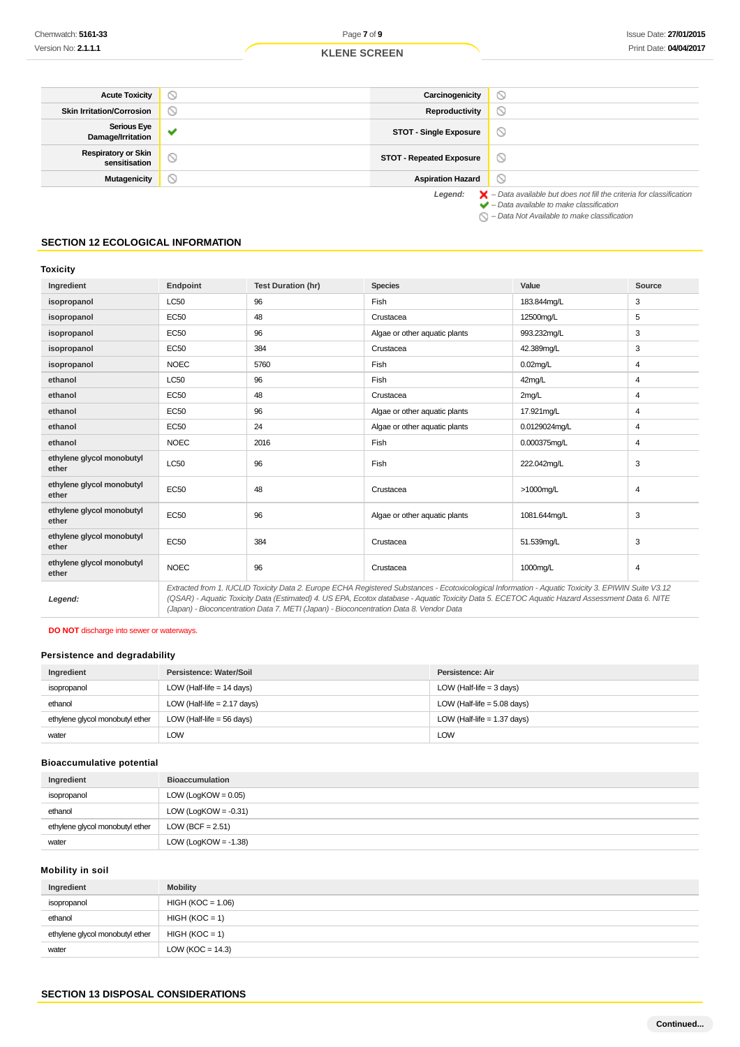| Acute Toxicity | ⃠ | Carcinogenicity | ⃠ |
|---|---|---|---|
| Skin Irritation/Corrosion | ⃠ | Reproductivity | ⃠ |
| Serious Eye Damage/Irritation | ✔ | STOT - Single Exposure | ⃠ |
| Respiratory or Skin sensitisation | ⃠ | STOT - Repeated Exposure | ⃠ |
| Mutagenicity | ⃠ | Aspiration Hazard | ⃠ |

*Legend:*
*✖ – Data available but does not fill the criteria for classification*
*✔ – Data available to make classification*
*⃠ – Data Not Available to make classification*

## SECTION 12 ECOLOGICAL INFORMATION

### Toxicity

| Ingredient | Endpoint | Test Duration (hr) | Species | Value | Source |
|---|---|---|---|---|---|
| **isopropanol** | LC50 | 96 | Fish | 183.844mg/L | 3 |
| **isopropanol** | EC50 | 48 | Crustacea | 12500mg/L | 5 |
| **isopropanol** | EC50 | 96 | Algae or other aquatic plants | 993.232mg/L | 3 |
| **isopropanol** | EC50 | 384 | Crustacea | 42.389mg/L | 3 |
| **isopropanol** | NOEC | 5760 | Fish | 0.02mg/L | 4 |
| **ethanol** | LC50 | 96 | Fish | 42mg/L | 4 |
| **ethanol** | EC50 | 48 | Crustacea | 2mg/L | 4 |
| **ethanol** | EC50 | 96 | Algae or other aquatic plants | 17.921mg/L | 4 |
| **ethanol** | EC50 | 24 | Algae or other aquatic plants | 0.0129024mg/L | 4 |
| **ethanol** | NOEC | 2016 | Fish | 0.000375mg/L | 4 |
| **ethylene glycol monobutyl ether** | LC50 | 96 | Fish | 222.042mg/L | 3 |
| **ethylene glycol monobutyl ether** | EC50 | 48 | Crustacea | >1000mg/L | 4 |
| **ethylene glycol monobutyl ether** | EC50 | 96 | Algae or other aquatic plants | 1081.644mg/L | 3 |
| **ethylene glycol monobutyl ether** | EC50 | 384 | Crustacea | 51.539mg/L | 3 |
| **ethylene glycol monobutyl ether** | NOEC | 96 | Crustacea | 1000mg/L | 4 |
| ***Legend:*** | *Extracted from 1. IUCLID Toxicity Data 2. Europe ECHA Registered Substances - Ecotoxicological Information - Aquatic Toxicity 3. EPIWIN Suite V3.12 (QSAR) - Aquatic Toxicity Data (Estimated) 4. US EPA, Ecotox database - Aquatic Toxicity Data 5. ECETOC Aquatic Hazard Assessment Data 6. NITE (Japan) - Bioconcentration Data 7. METI (Japan) - Bioconcentration Data 8. Vendor Data* | | | | |

**DO NOT** discharge into sewer or waterways.

### Persistence and degradability

| Ingredient | Persistence: Water/Soil | Persistence: Air |
|---|---|---|
| isopropanol | LOW (Half-life = 14 days) | LOW (Half-life = 3 days) |
| ethanol | LOW (Half-life = 2.17 days) | LOW (Half-life = 5.08 days) |
| ethylene glycol monobutyl ether | LOW (Half-life = 56 days) | LOW (Half-life = 1.37 days) |
| water | LOW | LOW |

### Bioaccumulative potential

| Ingredient | Bioaccumulation |
|---|---|
| isopropanol | LOW (LogKOW = 0.05) |
| ethanol | LOW (LogKOW = -0.31) |
| ethylene glycol monobutyl ether | LOW (BCF = 2.51) |
| water | LOW (LogKOW = -1.38) |

### Mobility in soil

| Ingredient | Mobility |
|---|---|
| isopropanol | HIGH (KOC = 1.06) |
| ethanol | HIGH (KOC = 1) |
| ethylene glycol monobutyl ether | HIGH (KOC = 1) |
| water | LOW (KOC = 14.3) |

## SECTION 13 DISPOSAL CONSIDERATIONS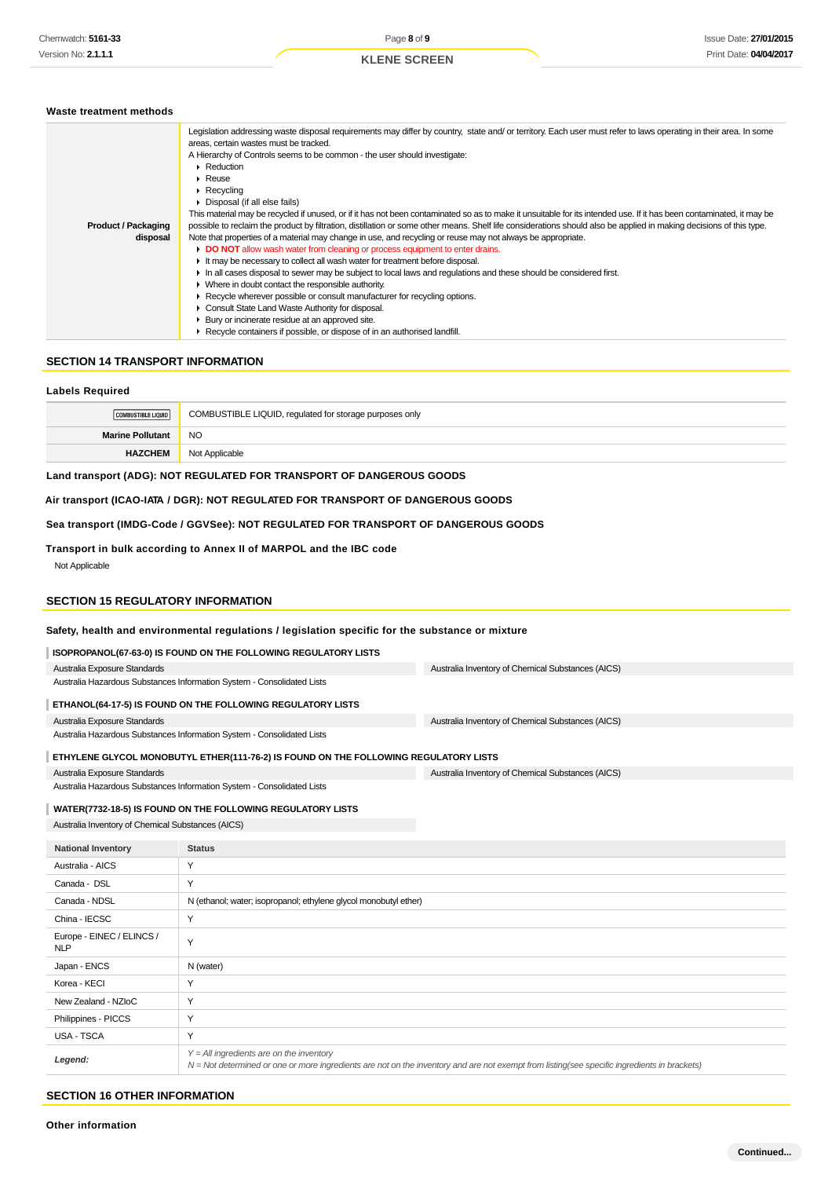### Waste treatment methods

| | |
|---|---|
| **Product / Packaging disposal** | Legislation addressing waste disposal requirements may differ by country, state and/ or territory. Each user must refer to laws operating in their area. In some areas, certain wastes must be tracked.<br>A Hierarchy of Controls seems to be common - the user should investigate:<br>▸ Reduction<br>▸ Reuse<br>▸ Recycling<br>▸ Disposal (if all else fails)<br>This material may be recycled if unused, or if it has not been contaminated so as to make it unsuitable for its intended use. If it has been contaminated, it may be possible to reclaim the product by filtration, distillation or some other means. Shelf life considerations should also be applied in making decisions of this type. Note that properties of a material may change in use, and recycling or reuse may not always be appropriate.<br>▸ **DO NOT** allow wash water from cleaning or process equipment to enter drains.<br>▸ It may be necessary to collect all wash water for treatment before disposal.<br>▸ In all cases disposal to sewer may be subject to local laws and regulations and these should be considered first.<br>▸ Where in doubt contact the responsible authority.<br>▸ Recycle wherever possible or consult manufacturer for recycling options.<br>▸ Consult State Land Waste Authority for disposal.<br>▸ Bury or incinerate residue at an approved site.<br>▸ Recycle containers if possible, or dispose of in an authorised landfill. |

## SECTION 14 TRANSPORT INFORMATION

### Labels Required

| | |
|---|---|
| COMBUSTIBLE LIQUID | COMBUSTIBLE LIQUID, regulated for storage purposes only |
| **Marine Pollutant** | NO |
| **HAZCHEM** | Not Applicable |

**Land transport (ADG): NOT REGULATED FOR TRANSPORT OF DANGEROUS GOODS**

**Air transport (ICAO-IATA / DGR): NOT REGULATED FOR TRANSPORT OF DANGEROUS GOODS**

**Sea transport (IMDG-Code / GGVSee): NOT REGULATED FOR TRANSPORT OF DANGEROUS GOODS**

**Transport in bulk according to Annex II of MARPOL and the IBC code**

Not Applicable

## SECTION 15 REGULATORY INFORMATION

**Safety, health and environmental regulations / legislation specific for the substance or mixture**

**ISOPROPANOL(67-63-0) IS FOUND ON THE FOLLOWING REGULATORY LISTS**

| | |
|---|---|
| Australia Exposure Standards | Australia Inventory of Chemical Substances (AICS) |
| Australia Hazardous Substances Information System - Consolidated Lists | |

**ETHANOL(64-17-5) IS FOUND ON THE FOLLOWING REGULATORY LISTS**

| | |
|---|---|
| Australia Exposure Standards | Australia Inventory of Chemical Substances (AICS) |
| Australia Hazardous Substances Information System - Consolidated Lists | |

**ETHYLENE GLYCOL MONOBUTYL ETHER(111-76-2) IS FOUND ON THE FOLLOWING REGULATORY LISTS**

| | |
|---|---|
| Australia Exposure Standards | Australia Inventory of Chemical Substances (AICS) |
| Australia Hazardous Substances Information System - Consolidated Lists | |

**WATER(7732-18-5) IS FOUND ON THE FOLLOWING REGULATORY LISTS**

Australia Inventory of Chemical Substances (AICS)

| National Inventory | Status |
|---|---|
| Australia - AICS | Y |
| Canada - DSL | Y |
| Canada - NDSL | N (ethanol; water; isopropanol; ethylene glycol monobutyl ether) |
| China - IECSC | Y |
| Europe - EINEC / ELINCS / NLP | Y |
| Japan - ENCS | N (water) |
| Korea - KECI | Y |
| New Zealand - NZIoC | Y |
| Philippines - PICCS | Y |
| USA - TSCA | Y |
| ***Legend:*** | *Y = All ingredients are on the inventory*<br>*N = Not determined or one or more ingredients are not on the inventory and are not exempt from listing(see specific ingredients in brackets)* |

## SECTION 16 OTHER INFORMATION

### Other information

Continued...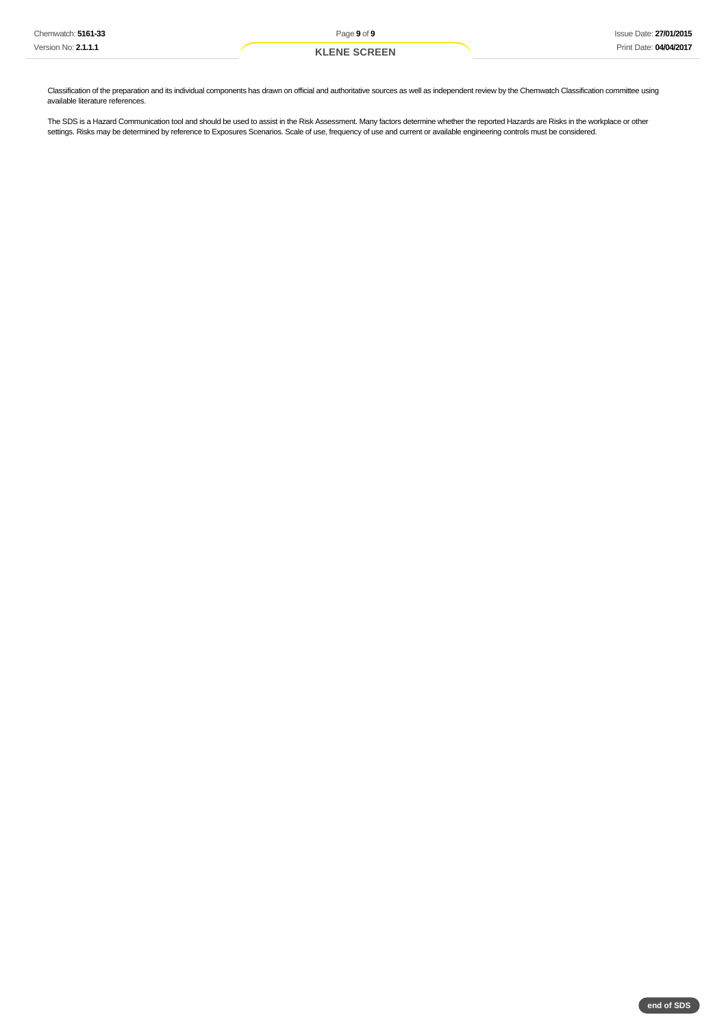Classification of the preparation and its individual components has drawn on official and authoritative sources as well as independent review by the Chemwatch Classification committee using available literature references.

The SDS is a Hazard Communication tool and should be used to assist in the Risk Assessment. Many factors determine whether the reported Hazards are Risks in the workplace or other settings. Risks may be determined by reference to Exposures Scenarios. Scale of use, frequency of use and current or available engineering controls must be considered.

**end of SDS**